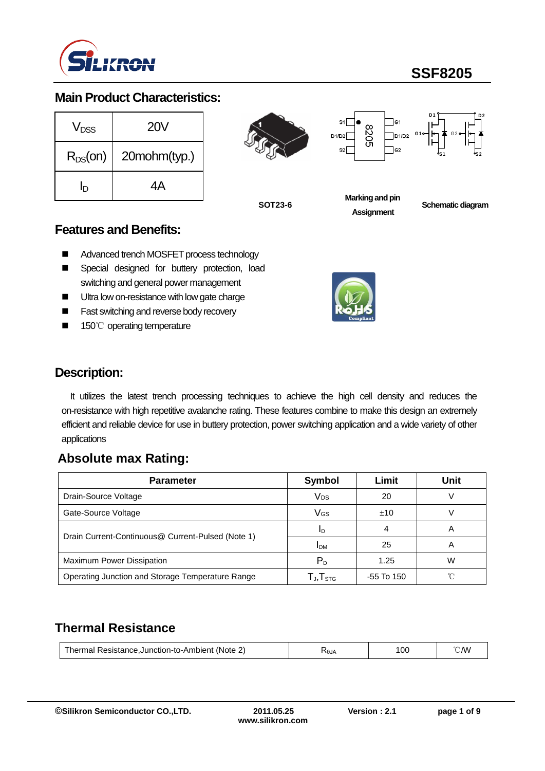# SSF8205

## Main Product Characteristics:

| | |
|---|---|
| $V_{DSS}$ | 20V |
| $R_{DS}$(on) | 20mohm(typ.) |
| $I_D$ | 4A |

SOT23-6

Marking and pin Assignment

Schematic diagram

## Features and Benefits:

- Advanced trench MOSFET process technology
- Special designed for buttery protection, load switching and general power management
- Ultra low on-resistance with low gate charge
- Fast switching and reverse body recovery
- 150℃ operating temperature

## Description:

It utilizes the latest trench processing techniques to achieve the high cell density and reduces the on-resistance with high repetitive avalanche rating. These features combine to make this design an extremely efficient and reliable device for use in buttery protection, power switching application and a wide variety of other applications

## Absolute max Rating:

| Parameter | Symbol | Limit | Unit |
|---|---|---|---|
| Drain-Source Voltage | $V_{DS}$ | 20 | V |
| Gate-Source Voltage | $V_{GS}$ | ±10 | V |
| Drain Current-Continuous@ Current-Pulsed (Note 1) | $I_D$ | 4 | A |
| | $I_{DM}$ | 25 | A |
| Maximum Power Dissipation | $P_D$ | 1.25 | W |
| Operating Junction and Storage Temperature Range | $T_J$,$T_{STG}$ | -55 To 150 | ℃ |

## Thermal Resistance

| | | | |
|---|---|---|---|
| Thermal Resistance,Junction-to-Ambient (Note 2) | $R_{\theta JA}$ | 100 | ℃/W |

©Silikron Semiconductor CO.,LTD. 2011.05.25 www.silikron.com Version : 2.1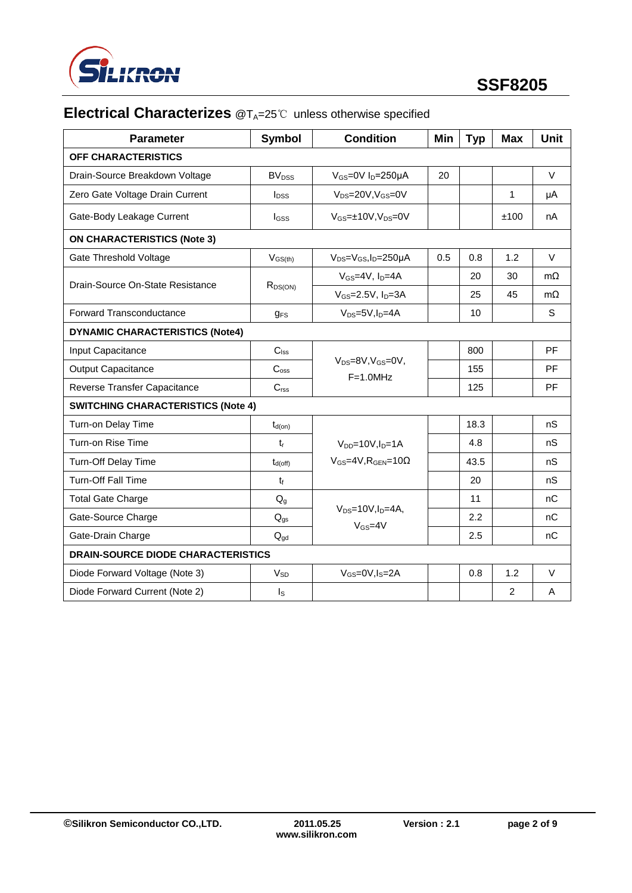## Electrical Characterizes @$T_A$=25℃ unless otherwise specified

| Parameter | Symbol | Condition | Min | Typ | Max | Unit |
|---|---|---|---|---|---|---|
| **OFF CHARACTERISTICS** | | | | | | |
| Drain-Source Breakdown Voltage | $BV_{DSS}$ | $V_{GS}$=0V $I_D$=250μA | 20 | | | V |
| Zero Gate Voltage Drain Current | $I_{DSS}$ | $V_{DS}$=20V,$V_{GS}$=0V | | | 1 | μA |
| Gate-Body Leakage Current | $I_{GSS}$ | $V_{GS}$=±10V,$V_{DS}$=0V | | | ±100 | nA |
| **ON CHARACTERISTICS (Note 3)** | | | | | | |
| Gate Threshold Voltage | $V_{GS(th)}$ | $V_{DS}$=$V_{GS}$,$I_D$=250μA | 0.5 | 0.8 | 1.2 | V |
| Drain-Source On-State Resistance | $R_{DS(ON)}$ | $V_{GS}$=4V, $I_D$=4A | | 20 | 30 | mΩ |
| | | $V_{GS}$=2.5V, $I_D$=3A | | 25 | 45 | mΩ |
| Forward Transconductance | $g_{FS}$ | $V_{DS}$=5V,$I_D$=4A | | 10 | | S |
| **DYNAMIC CHARACTERISTICS (Note4)** | | | | | | |
| Input Capacitance | $C_{lss}$ | $V_{DS}$=8V,$V_{GS}$=0V, F=1.0MHz | | 800 | | PF |
| Output Capacitance | $C_{oss}$ | | | 155 | | PF |
| Reverse Transfer Capacitance | $C_{rss}$ | | | 125 | | PF |
| **SWITCHING CHARACTERISTICS (Note 4)** | | | | | | |
| Turn-on Delay Time | $t_{d(on)}$ | $V_{DD}$=10V,$I_D$=1A $V_{GS}$=4V,$R_{GEN}$=10Ω | | 18.3 | | nS |
| Turn-on Rise Time | $t_r$ | | | 4.8 | | nS |
| Turn-Off Delay Time | $t_{d(off)}$ | | | 43.5 | | nS |
| Turn-Off Fall Time | $t_f$ | | | 20 | | nS |
| Total Gate Charge | $Q_g$ | $V_{DS}$=10V,$I_D$=4A, $V_{GS}$=4V | | 11 | | nC |
| Gate-Source Charge | $Q_{gs}$ | | | 2.2 | | nC |
| Gate-Drain Charge | $Q_{gd}$ | | | 2.5 | | nC |
| **DRAIN-SOURCE DIODE CHARACTERISTICS** | | | | | | |
| Diode Forward Voltage (Note 3) | $V_{SD}$ | $V_{GS}$=0V,$I_S$=2A | | 0.8 | 1.2 | V |
| Diode Forward Current (Note 2) | $I_S$ | | | | 2 | A |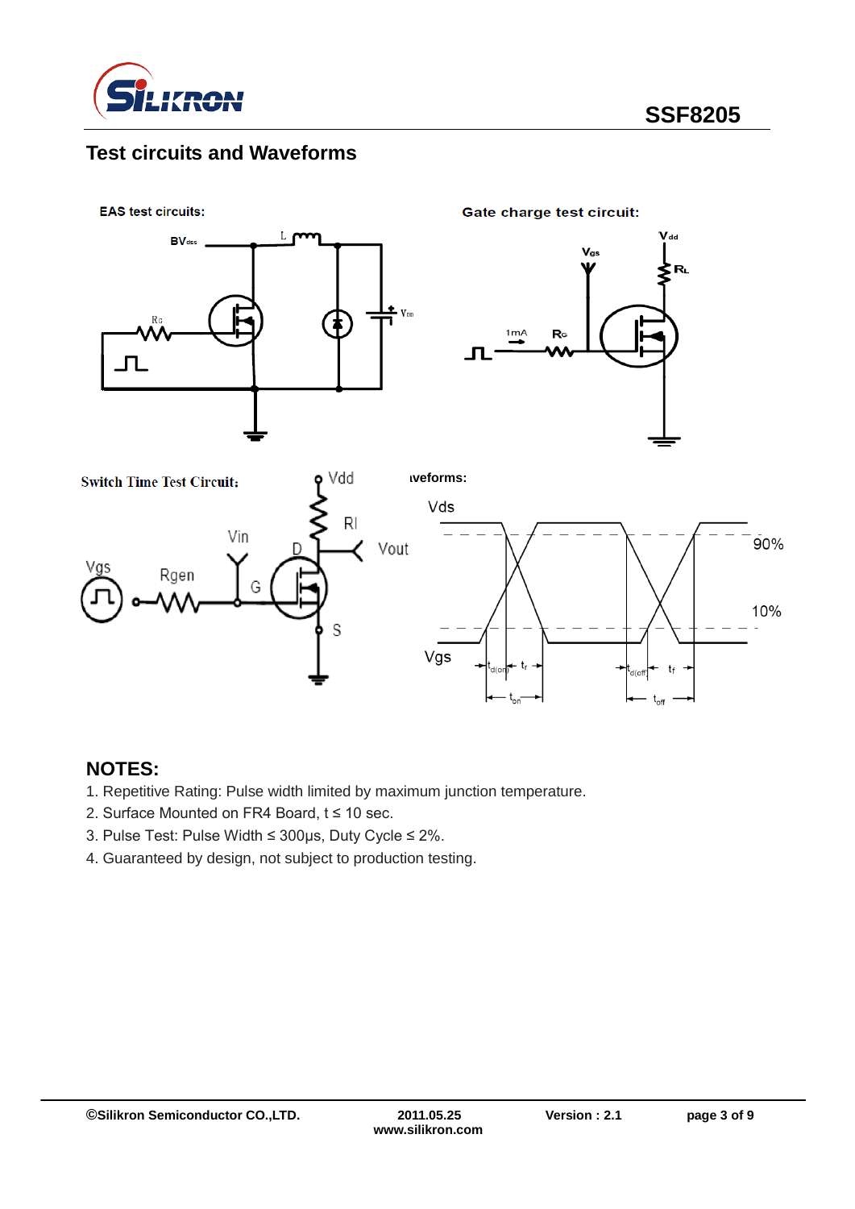## Test circuits and Waveforms

**EAS test circuits:**

**Gate charge test circuit:**

**Switch Time Test Circuit:**

**Waveforms:**

## NOTES:

1. Repetitive Rating: Pulse width limited by maximum junction temperature.
2. Surface Mounted on FR4 Board, t ≤ 10 sec.
3. Pulse Test: Pulse Width ≤ 300μs, Duty Cycle ≤ 2%.
4. Guaranteed by design, not subject to production testing.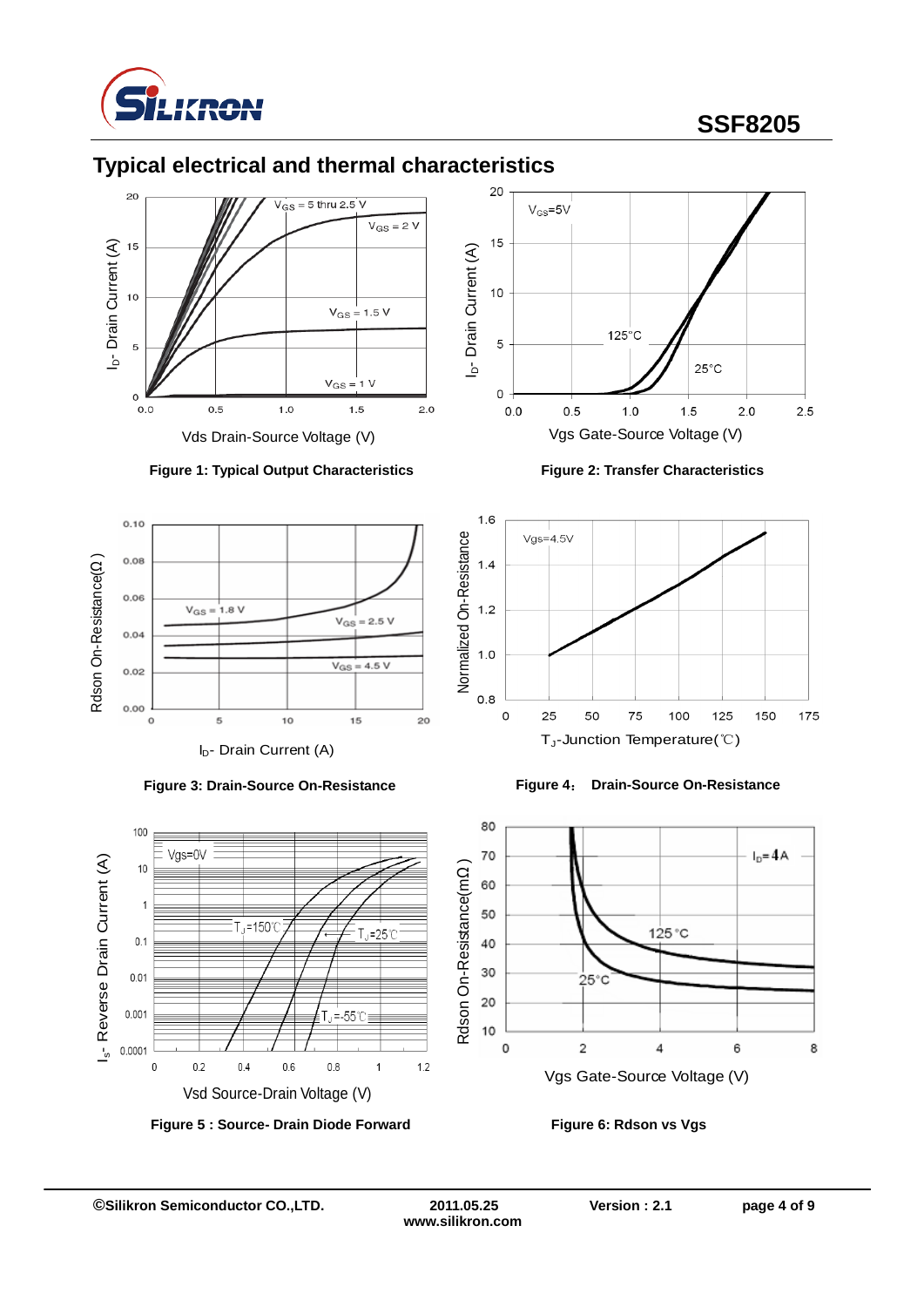## Typical electrical and thermal characteristics

Figure 1: Typical Output Characteristics

Figure 2: Transfer Characteristics

Figure 3: Drain-Source On-Resistance

Figure 4: Drain-Source On-Resistance

Figure 5 : Source- Drain Diode Forward

Figure 6: Rdson vs Vgs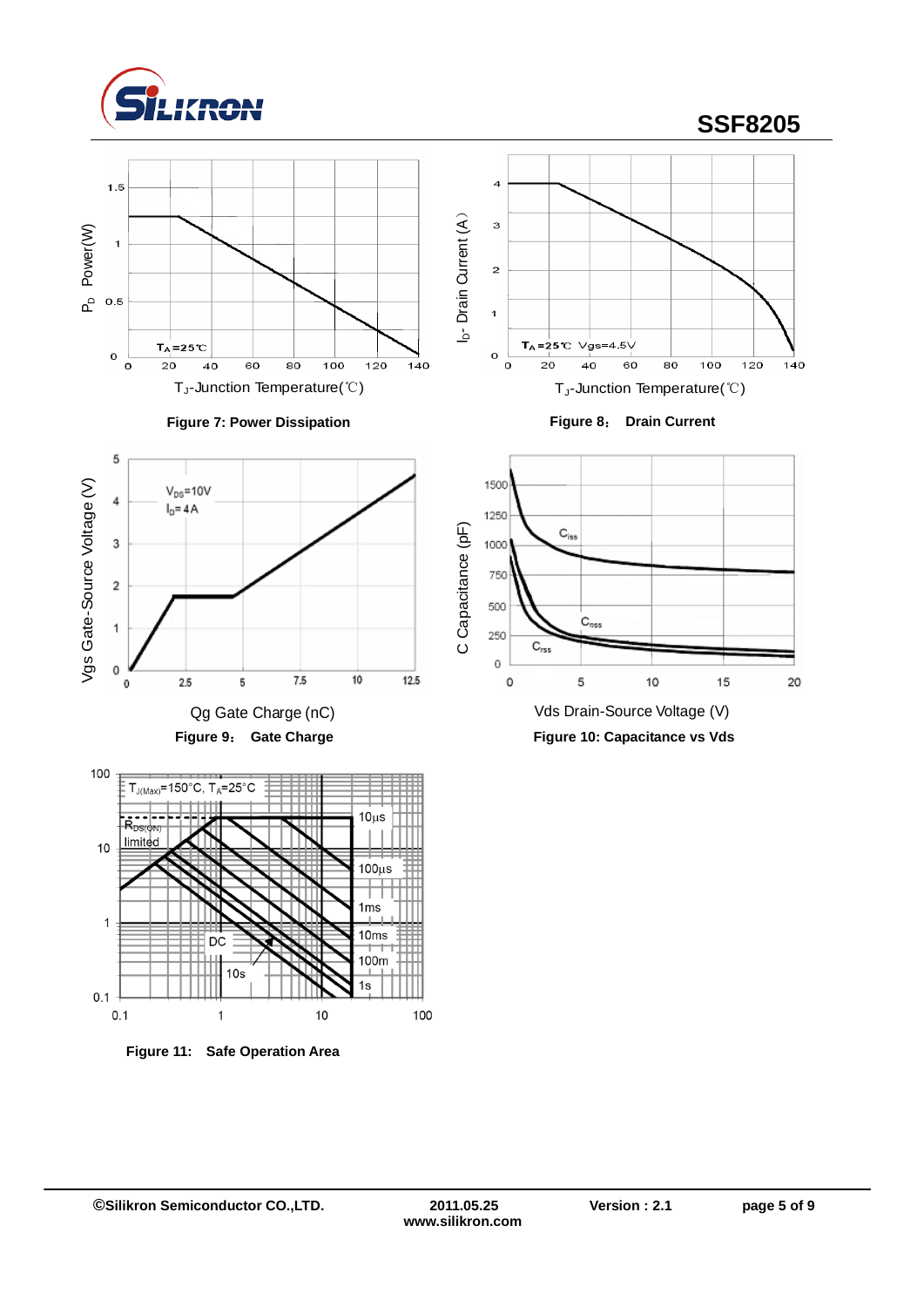Figure 7: Power Dissipation

Figure 8： Drain Current

Figure 9： Gate Charge

Figure 10: Capacitance vs Vds

Figure 11: Safe Operation Area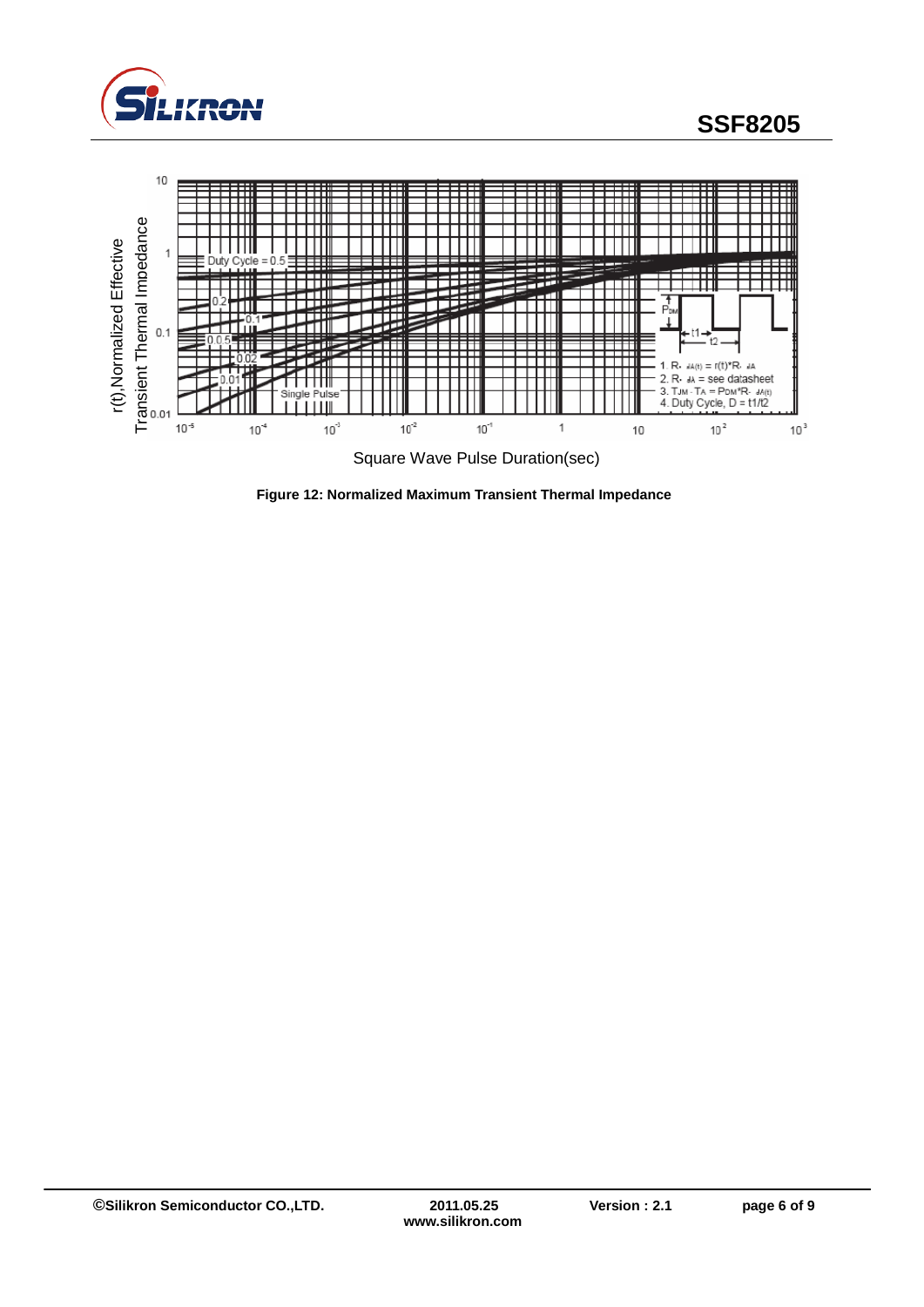Figure 12: Normalized Maximum Transient Thermal Impedance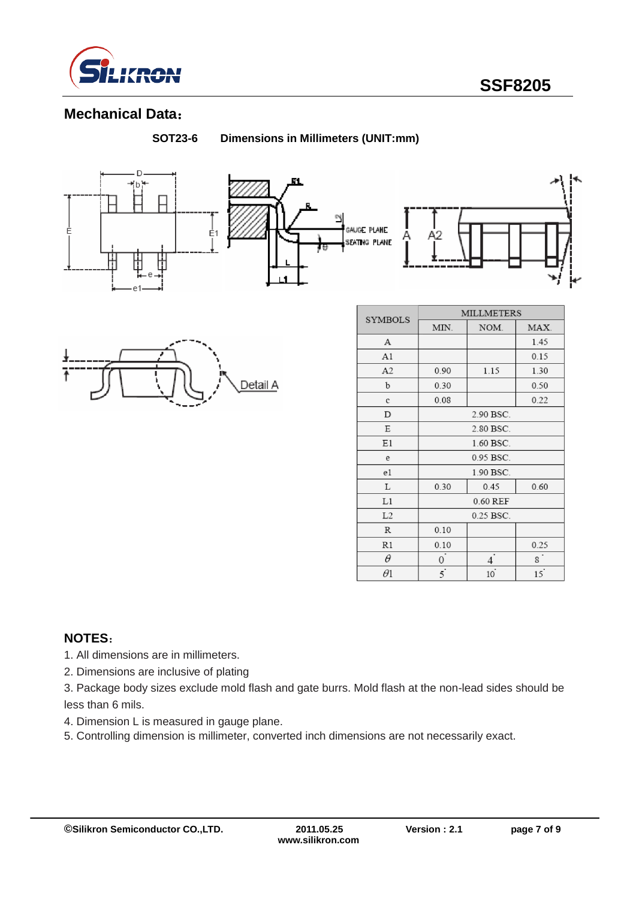## Mechanical Data：

**SOT23-6 Dimensions in Millimeters (UNIT:mm)**

| SYMBOLS | MILLMETERS | | |
|---|---|---|---|
| | MIN. | NOM. | MAX. |
| A | | | 1.45 |
| A1 | | | 0.15 |
| A2 | 0.90 | 1.15 | 1.30 |
| b | 0.30 | | 0.50 |
| c | 0.08 | | 0.22 |
| D | 2.90 BSC. | | |
| E | 2.80 BSC. | | |
| E1 | 1.60 BSC. | | |
| e | 0.95 BSC. | | |
| e1 | 1.90 BSC. | | |
| L | 0.30 | 0.45 | 0.60 |
| L1 | 0.60 REF | | |
| L2 | 0.25 BSC. | | |
| R | 0.10 | | |
| R1 | 0.10 | | 0.25 |
| $\theta$ | 0° | 4° | 8° |
| $\theta1$ | 5° | 10° | 15° |

## NOTES：

1. All dimensions are in millimeters.
2. Dimensions are inclusive of plating
3. Package body sizes exclude mold flash and gate burrs. Mold flash at the non-lead sides should be less than 6 mils.
4. Dimension L is measured in gauge plane.
5. Controlling dimension is millimeter, converted inch dimensions are not necessarily exact.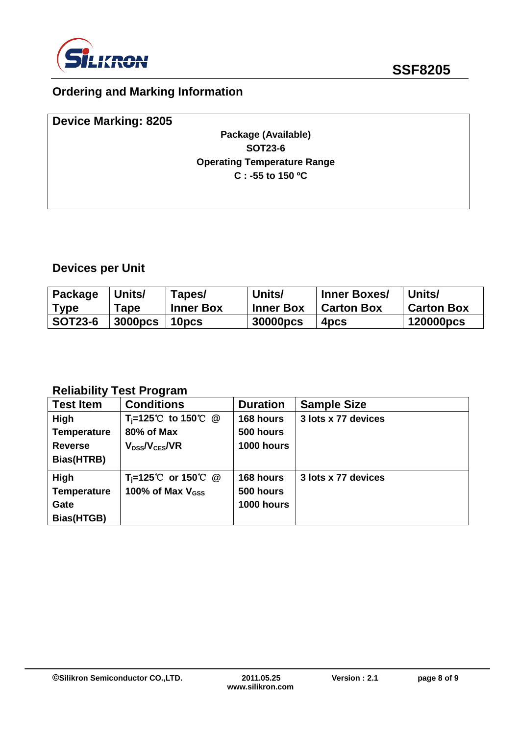## Ordering and Marking Information

**Device Marking: 8205**

**Package (Available)**
**SOT23-6**
**Operating Temperature Range**
**C : -55 to 150 ºC**

## Devices per Unit

| Package Type | Units/ Tape | Tapes/ Inner Box | Units/ Inner Box | Inner Boxes/ Carton Box | Units/ Carton Box |
|---|---|---|---|---|---|
| SOT23-6 | 3000pcs | 10pcs | 30000pcs | 4pcs | 120000pcs |

## Reliability Test Program

| Test Item | Conditions | Duration | Sample Size |
|---|---|---|---|
| High Temperature Reverse Bias(HTRB) | $T_j$=125℃ to 150℃ @ 80% of Max $V_{DSS}/V_{CES}$/VR | 168 hours<br>500 hours<br>1000 hours | 3 lots x 77 devices |
| High Temperature Gate Bias(HTGB) | $T_j$=125℃ or 150℃ @ 100% of Max $V_{GSS}$ | 168 hours<br>500 hours<br>1000 hours | 3 lots x 77 devices |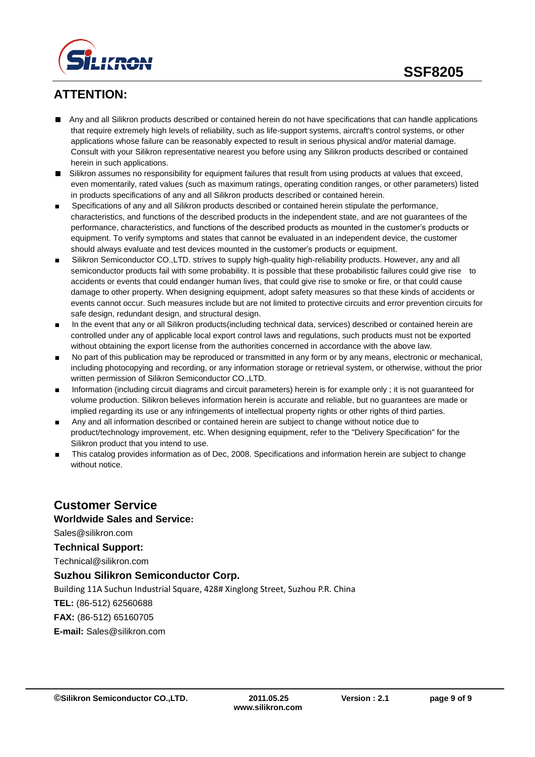## ATTENTION:

- Any and all Silikron products described or contained herein do not have specifications that can handle applications that require extremely high levels of reliability, such as life-support systems, aircraft's control systems, or other applications whose failure can be reasonably expected to result in serious physical and/or material damage. Consult with your Silikron representative nearest you before using any Silikron products described or contained herein in such applications.
- Silikron assumes no responsibility for equipment failures that result from using products at values that exceed, even momentarily, rated values (such as maximum ratings, operating condition ranges, or other parameters) listed in products specifications of any and all Silikron products described or contained herein.
- Specifications of any and all Silikron products described or contained herein stipulate the performance, characteristics, and functions of the described products in the independent state, and are not guarantees of the performance, characteristics, and functions of the described products as mounted in the customer's products or equipment. To verify symptoms and states that cannot be evaluated in an independent device, the customer should always evaluate and test devices mounted in the customer's products or equipment.
- Silikron Semiconductor CO.,LTD. strives to supply high-quality high-reliability products. However, any and all semiconductor products fail with some probability. It is possible that these probabilistic failures could give rise to accidents or events that could endanger human lives, that could give rise to smoke or fire, or that could cause damage to other property. When designing equipment, adopt safety measures so that these kinds of accidents or events cannot occur. Such measures include but are not limited to protective circuits and error prevention circuits for safe design, redundant design, and structural design.
- In the event that any or all Silikron products(including technical data, services) described or contained herein are controlled under any of applicable local export control laws and regulations, such products must not be exported without obtaining the export license from the authorities concerned in accordance with the above law.
- No part of this publication may be reproduced or transmitted in any form or by any means, electronic or mechanical, including photocopying and recording, or any information storage or retrieval system, or otherwise, without the prior written permission of Silikron Semiconductor CO.,LTD.
- Information (including circuit diagrams and circuit parameters) herein is for example only ; it is not guaranteed for volume production. Silikron believes information herein is accurate and reliable, but no guarantees are made or implied regarding its use or any infringements of intellectual property rights or other rights of third parties.
- Any and all information described or contained herein are subject to change without notice due to product/technology improvement, etc. When designing equipment, refer to the "Delivery Specification" for the Silikron product that you intend to use.
- This catalog provides information as of Dec, 2008. Specifications and information herein are subject to change without notice.

## Customer Service

### Worldwide Sales and Service:

Sales@silikron.com

### Technical Support:

Technical@silikron.com

### Suzhou Silikron Semiconductor Corp.

Building 11A Suchun Industrial Square, 428# Xinglong Street, Suzhou P.R. China

**TEL:** (86-512) 62560688

**FAX:** (86-512) 65160705

**E-mail:** Sales@silikron.com